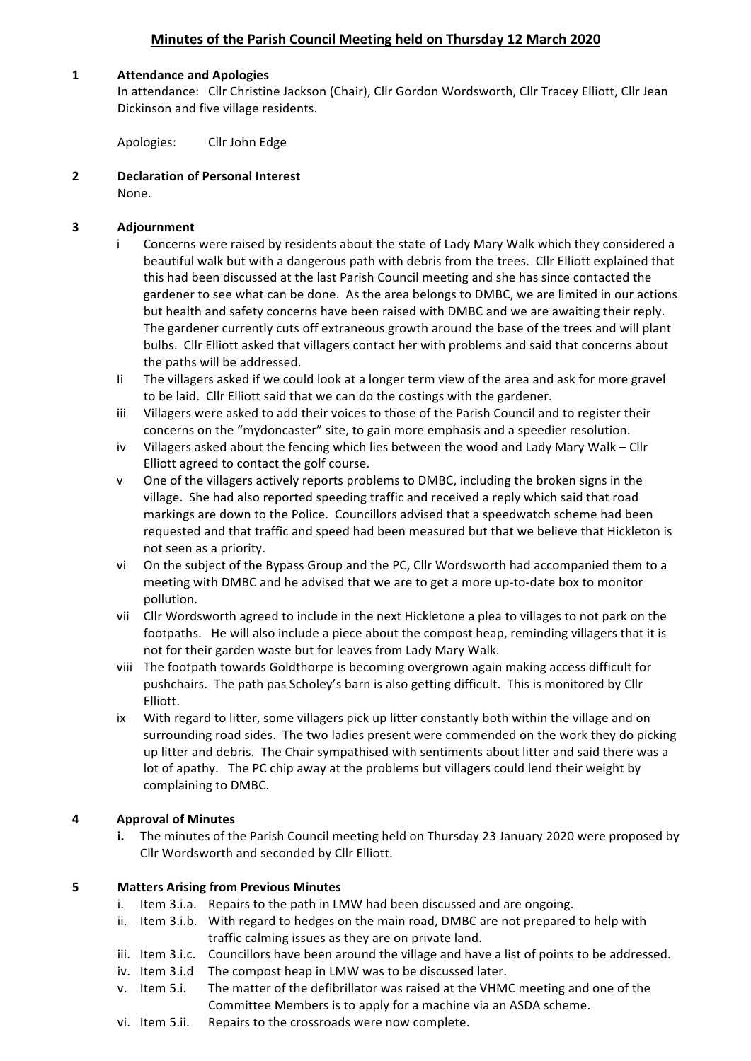# Minutes of the Parish Council Meeting held on Thursday 12 March 2020

## 1 Attendance and Apologies

In attendance: Cllr Christine Jackson (Chair), Cllr Gordon Wordsworth, Cllr Tracey Elliott, Cllr Jean Dickinson and five village residents.

Apologies: Cllr John Edge

## 2 Declaration of Personal Interest

None.

## 3 Adjournment

- i Concerns were raised by residents about the state of Lady Mary Walk which they considered a beautiful walk but with a dangerous path with debris from the trees. Cllr Elliott explained that this had been discussed at the last Parish Council meeting and she has since contacted the gardener to see what can be done. As the area belongs to DMBC, we are limited in our actions but health and safety concerns have been raised with DMBC and we are awaiting their reply. The gardener currently cuts off extraneous growth around the base of the trees and will plant bulbs. Cllr Elliott asked that villagers contact her with problems and said that concerns about the paths will be addressed.
- Ii The villagers asked if we could look at a longer term view of the area and ask for more gravel to be laid. Cllr Elliott said that we can do the costings with the gardener.
- iii Villagers were asked to add their voices to those of the Parish Council and to register their concerns on the "mydoncaster" site, to gain more emphasis and a speedier resolution.
- iv Villagers asked about the fencing which lies between the wood and Lady Mary Walk – Cllr Elliott agreed to contact the golf course.
- v One of the villagers actively reports problems to DMBC, including the broken signs in the village. She had also reported speeding traffic and received a reply which said that road markings are down to the Police. Councillors advised that a speedwatch scheme had been requested and that traffic and speed had been measured but that we believe that Hickleton is not seen as a priority.
- vi On the subject of the Bypass Group and the PC, Cllr Wordsworth had accompanied them to a meeting with DMBC and he advised that we are to get a more up-to-date box to monitor pollution.
- vii Cllr Wordsworth agreed to include in the next Hickletone a plea to villages to not park on the footpaths. He will also include a piece about the compost heap, reminding villagers that it is not for their garden waste but for leaves from Lady Mary Walk.
- viii The footpath towards Goldthorpe is becoming overgrown again making access difficult for pushchairs. The path pas Scholey's barn is also getting difficult. This is monitored by Cllr Elliott.
- ix With regard to litter, some villagers pick up litter constantly both within the village and on surrounding road sides. The two ladies present were commended on the work they do picking up litter and debris. The Chair sympathised with sentiments about litter and said there was a lot of apathy. The PC chip away at the problems but villagers could lend their weight by complaining to DMBC.

## 4 Approval of Minutes

**i.** The minutes of the Parish Council meeting held on Thursday 23 January 2020 were proposed by Cllr Wordsworth and seconded by Cllr Elliott.

## 5 Matters Arising from Previous Minutes

- i. Item 3.i.a. Repairs to the path in LMW had been discussed and are ongoing.
- ii. Item 3.i.b. With regard to hedges on the main road, DMBC are not prepared to help with traffic calming issues as they are on private land.
- iii. Item 3.i.c. Councillors have been around the village and have a list of points to be addressed.
- iv. Item 3.i.d The compost heap in LMW was to be discussed later.
- v. Item 5.i. The matter of the defibrillator was raised at the VHMC meeting and one of the Committee Members is to apply for a machine via an ASDA scheme.
- vi. Item 5.ii. Repairs to the crossroads were now complete.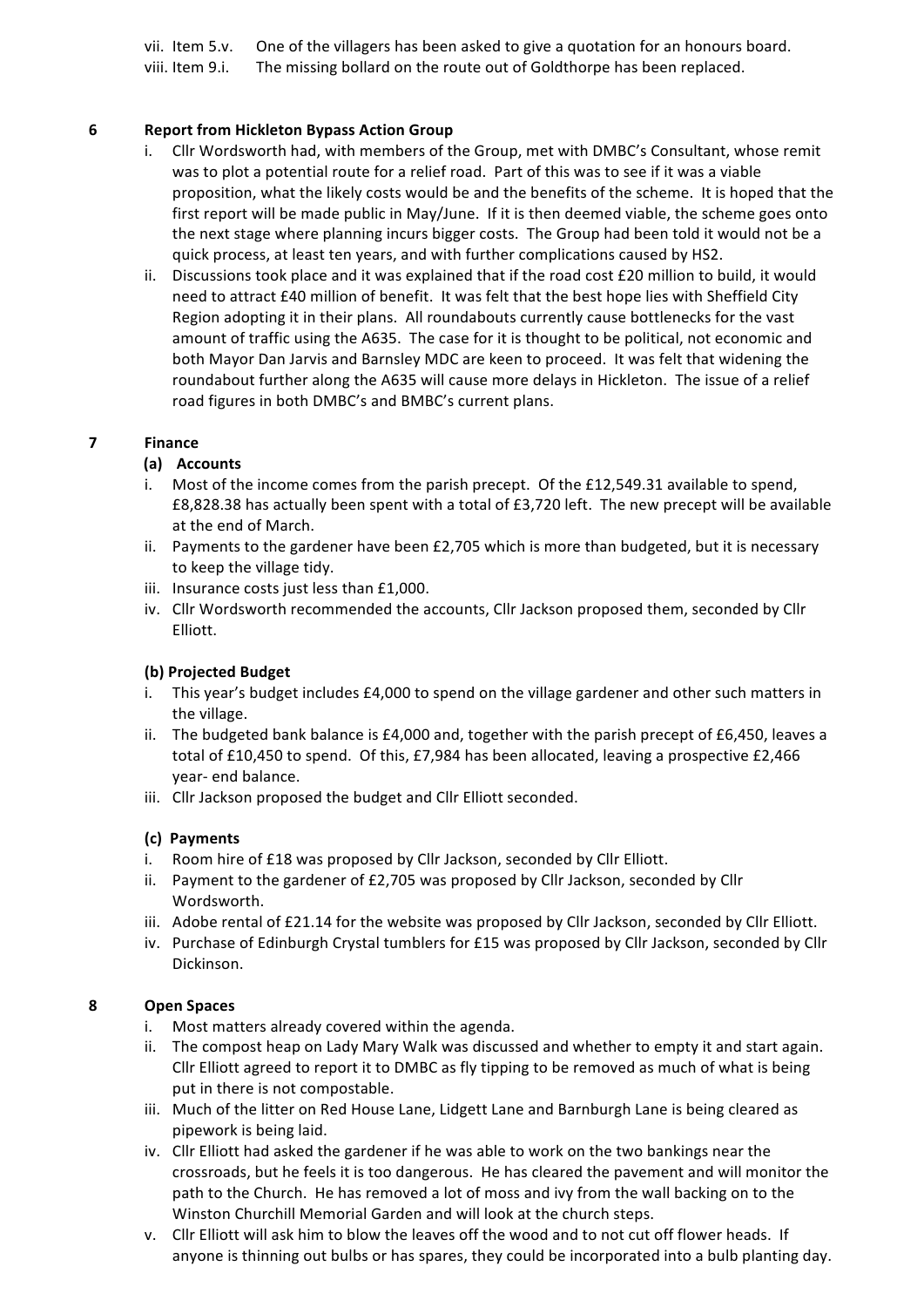vii. Item 5.v. One of the villagers has been asked to give a quotation for an honours board.

viii. Item 9.i. The missing bollard on the route out of Goldthorpe has been replaced.

## 6 Report from Hickleton Bypass Action Group

i. Cllr Wordsworth had, with members of the Group, met with DMBC's Consultant, whose remit was to plot a potential route for a relief road. Part of this was to see if it was a viable proposition, what the likely costs would be and the benefits of the scheme. It is hoped that the first report will be made public in May/June. If it is then deemed viable, the scheme goes onto the next stage where planning incurs bigger costs. The Group had been told it would not be a quick process, at least ten years, and with further complications caused by HS2.

ii. Discussions took place and it was explained that if the road cost £20 million to build, it would need to attract £40 million of benefit. It was felt that the best hope lies with Sheffield City Region adopting it in their plans. All roundabouts currently cause bottlenecks for the vast amount of traffic using the A635. The case for it is thought to be political, not economic and both Mayor Dan Jarvis and Barnsley MDC are keen to proceed. It was felt that widening the roundabout further along the A635 will cause more delays in Hickleton. The issue of a relief road figures in both DMBC's and BMBC's current plans.

## 7 Finance

### (a) Accounts

i. Most of the income comes from the parish precept. Of the £12,549.31 available to spend, £8,828.38 has actually been spent with a total of £3,720 left. The new precept will be available at the end of March.

ii. Payments to the gardener have been £2,705 which is more than budgeted, but it is necessary to keep the village tidy.

iii. Insurance costs just less than £1,000.

iv. Cllr Wordsworth recommended the accounts, Cllr Jackson proposed them, seconded by Cllr Elliott.

### (b) Projected Budget

i. This year's budget includes £4,000 to spend on the village gardener and other such matters in the village.

ii. The budgeted bank balance is £4,000 and, together with the parish precept of £6,450, leaves a total of £10,450 to spend. Of this, £7,984 has been allocated, leaving a prospective £2,466 year- end balance.

iii. Cllr Jackson proposed the budget and Cllr Elliott seconded.

### (c) Payments

i. Room hire of £18 was proposed by Cllr Jackson, seconded by Cllr Elliott.

ii. Payment to the gardener of £2,705 was proposed by Cllr Jackson, seconded by Cllr Wordsworth.

iii. Adobe rental of £21.14 for the website was proposed by Cllr Jackson, seconded by Cllr Elliott.

iv. Purchase of Edinburgh Crystal tumblers for £15 was proposed by Cllr Jackson, seconded by Cllr Dickinson.

## 8 Open Spaces

i. Most matters already covered within the agenda.

ii. The compost heap on Lady Mary Walk was discussed and whether to empty it and start again. Cllr Elliott agreed to report it to DMBC as fly tipping to be removed as much of what is being put in there is not compostable.

iii. Much of the litter on Red House Lane, Lidgett Lane and Barnburgh Lane is being cleared as pipework is being laid.

iv. Cllr Elliott had asked the gardener if he was able to work on the two bankings near the crossroads, but he feels it is too dangerous. He has cleared the pavement and will monitor the path to the Church. He has removed a lot of moss and ivy from the wall backing on to the Winston Churchill Memorial Garden and will look at the church steps.

v. Cllr Elliott will ask him to blow the leaves off the wood and to not cut off flower heads. If anyone is thinning out bulbs or has spares, they could be incorporated into a bulb planting day.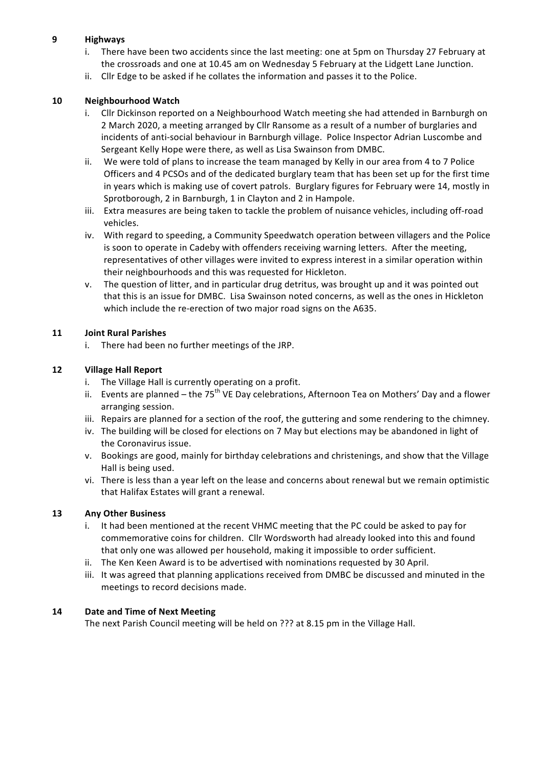**9 Highways**

i. There have been two accidents since the last meeting: one at 5pm on Thursday 27 February at the crossroads and one at 10.45 am on Wednesday 5 February at the Lidgett Lane Junction.
ii. Cllr Edge to be asked if he collates the information and passes it to the Police.

**10 Neighbourhood Watch**

i. Cllr Dickinson reported on a Neighbourhood Watch meeting she had attended in Barnburgh on 2 March 2020, a meeting arranged by Cllr Ransome as a result of a number of burglaries and incidents of anti-social behaviour in Barnburgh village. Police Inspector Adrian Luscombe and Sergeant Kelly Hope were there, as well as Lisa Swainson from DMBC.
ii. We were told of plans to increase the team managed by Kelly in our area from 4 to 7 Police Officers and 4 PCSOs and of the dedicated burglary team that has been set up for the first time in years which is making use of covert patrols. Burglary figures for February were 14, mostly in Sprotborough, 2 in Barnburgh, 1 in Clayton and 2 in Hampole.
iii. Extra measures are being taken to tackle the problem of nuisance vehicles, including off-road vehicles.
iv. With regard to speeding, a Community Speedwatch operation between villagers and the Police is soon to operate in Cadeby with offenders receiving warning letters. After the meeting, representatives of other villages were invited to express interest in a similar operation within their neighbourhoods and this was requested for Hickleton.
v. The question of litter, and in particular drug detritus, was brought up and it was pointed out that this is an issue for DMBC. Lisa Swainson noted concerns, as well as the ones in Hickleton which include the re-erection of two major road signs on the A635.

**11 Joint Rural Parishes**

i. There had been no further meetings of the JRP.

**12 Village Hall Report**

i. The Village Hall is currently operating on a profit.
ii. Events are planned – the 75th VE Day celebrations, Afternoon Tea on Mothers' Day and a flower arranging session.
iii. Repairs are planned for a section of the roof, the guttering and some rendering to the chimney.
iv. The building will be closed for elections on 7 May but elections may be abandoned in light of the Coronavirus issue.
v. Bookings are good, mainly for birthday celebrations and christenings, and show that the Village Hall is being used.
vi. There is less than a year left on the lease and concerns about renewal but we remain optimistic that Halifax Estates will grant a renewal.

**13 Any Other Business**

i. It had been mentioned at the recent VHMC meeting that the PC could be asked to pay for commemorative coins for children. Cllr Wordsworth had already looked into this and found that only one was allowed per household, making it impossible to order sufficient.
ii. The Ken Keen Award is to be advertised with nominations requested by 30 April.
iii. It was agreed that planning applications received from DMBC be discussed and minuted in the meetings to record decisions made.

**14 Date and Time of Next Meeting**

The next Parish Council meeting will be held on ??? at 8.15 pm in the Village Hall.